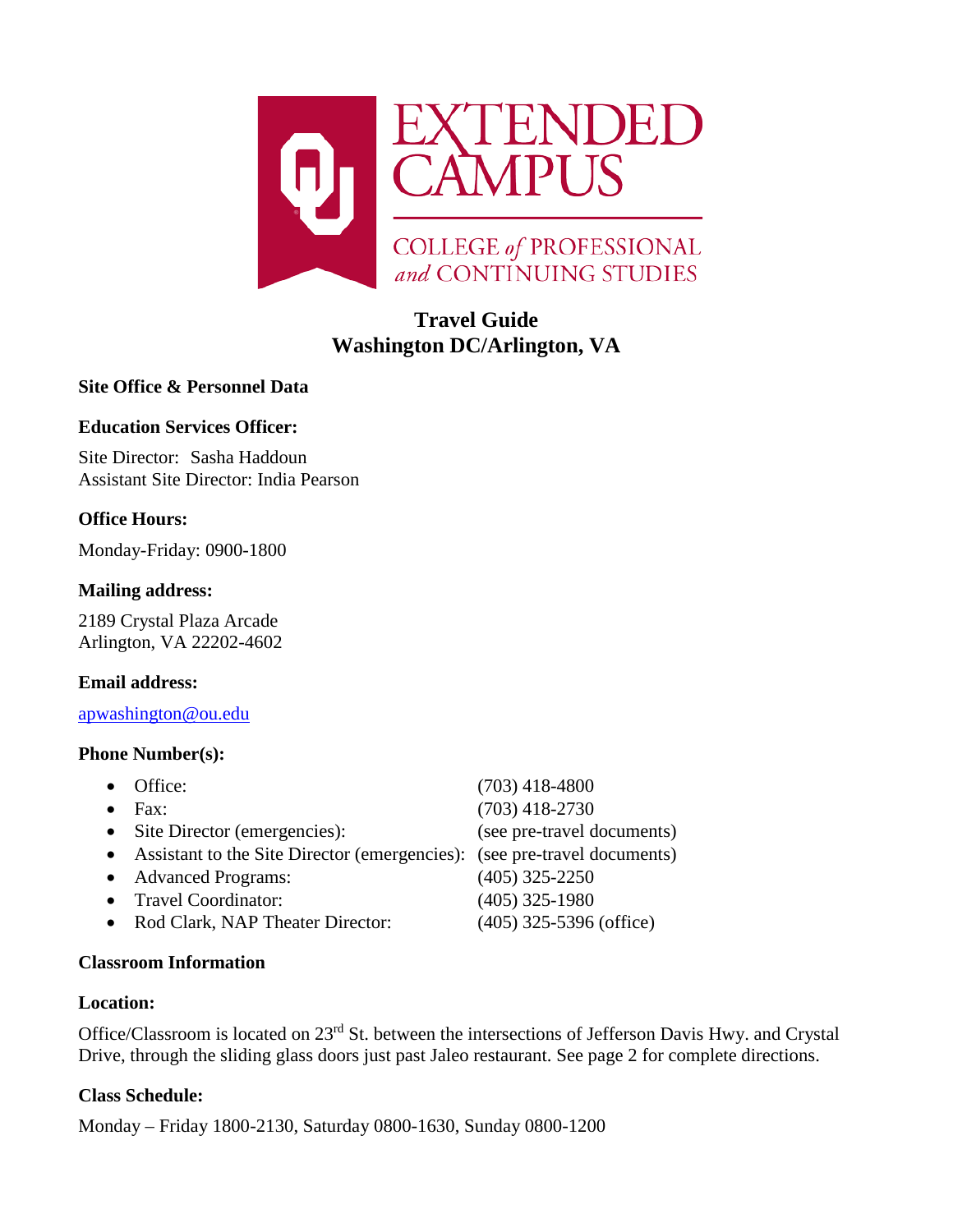EXTENDED CAMPUS

COLLEGE *of* PROFESSIONAL *and* CONTINUING STUDIES

# Travel Guide
# Washington DC/Arlington, VA

## Site Office & Personnel Data

### Education Services Officer:

Site Director: Sasha Haddoun
Assistant Site Director: India Pearson

### Office Hours:

Monday-Friday: 0900-1800

### Mailing address:

2189 Crystal Plaza Arcade
Arlington, VA 22202-4602

### Email address:

apwashington@ou.edu

### Phone Number(s):

- Office: (703) 418-4800
- Fax: (703) 418-2730
- Site Director (emergencies): (see pre-travel documents)
- Assistant to the Site Director (emergencies): (see pre-travel documents)
- Advanced Programs: (405) 325-2250
- Travel Coordinator: (405) 325-1980
- Rod Clark, NAP Theater Director: (405) 325-5396 (office)

## Classroom Information

### Location:

Office/Classroom is located on 23rd St. between the intersections of Jefferson Davis Hwy. and Crystal Drive, through the sliding glass doors just past Jaleo restaurant. See page 2 for complete directions.

### Class Schedule:

Monday – Friday 1800-2130, Saturday 0800-1630, Sunday 0800-1200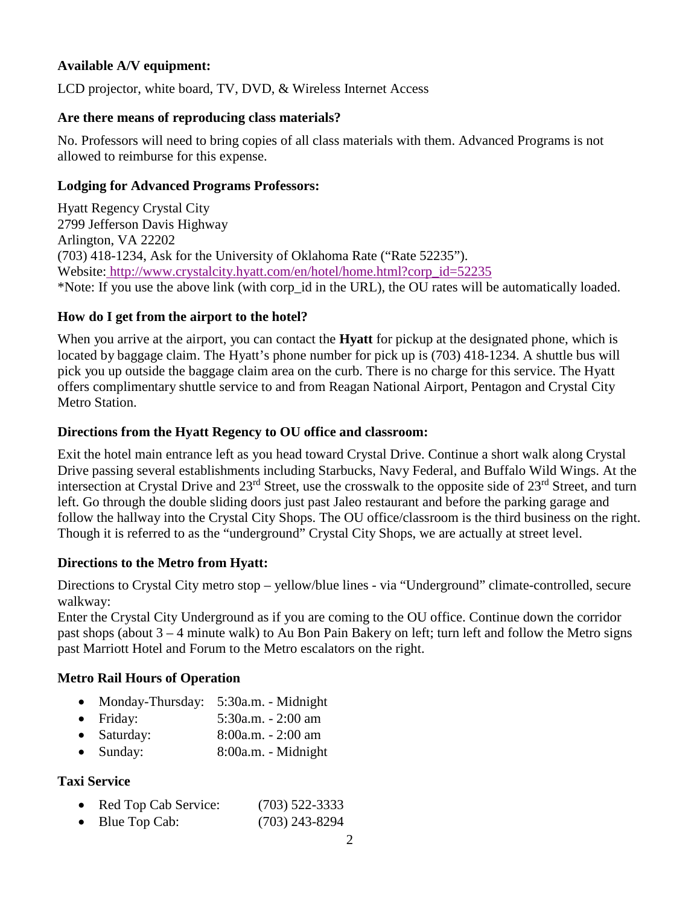**Available A/V equipment:**

LCD projector, white board, TV, DVD, & Wireless Internet Access

**Are there means of reproducing class materials?**

No. Professors will need to bring copies of all class materials with them. Advanced Programs is not allowed to reimburse for this expense.

**Lodging for Advanced Programs Professors:**

Hyatt Regency Crystal City
2799 Jefferson Davis Highway
Arlington, VA 22202
(703) 418-1234, Ask for the University of Oklahoma Rate ("Rate 52235").
Website: http://www.crystalcity.hyatt.com/en/hotel/home.html?corp_id=52235
*Note: If you use the above link (with corp_id in the URL), the OU rates will be automatically loaded.

**How do I get from the airport to the hotel?**

When you arrive at the airport, you can contact the **Hyatt** for pickup at the designated phone, which is located by baggage claim. The Hyatt's phone number for pick up is (703) 418-1234. A shuttle bus will pick you up outside the baggage claim area on the curb. There is no charge for this service. The Hyatt offers complimentary shuttle service to and from Reagan National Airport, Pentagon and Crystal City Metro Station.

**Directions from the Hyatt Regency to OU office and classroom:**

Exit the hotel main entrance left as you head toward Crystal Drive. Continue a short walk along Crystal Drive passing several establishments including Starbucks, Navy Federal, and Buffalo Wild Wings. At the intersection at Crystal Drive and 23rd Street, use the crosswalk to the opposite side of 23rd Street, and turn left. Go through the double sliding doors just past Jaleo restaurant and before the parking garage and follow the hallway into the Crystal City Shops. The OU office/classroom is the third business on the right. Though it is referred to as the "underground" Crystal City Shops, we are actually at street level.

**Directions to the Metro from Hyatt:**

Directions to Crystal City metro stop – yellow/blue lines - via "Underground" climate-controlled, secure walkway:
Enter the Crystal City Underground as if you are coming to the OU office. Continue down the corridor past shops (about 3 – 4 minute walk) to Au Bon Pain Bakery on left; turn left and follow the Metro signs past Marriott Hotel and Forum to the Metro escalators on the right.

**Metro Rail Hours of Operation**

- Monday-Thursday: 5:30a.m. - Midnight
- Friday: 5:30a.m. - 2:00 am
- Saturday: 8:00a.m. - 2:00 am
- Sunday: 8:00a.m. - Midnight

**Taxi Service**

- Red Top Cab Service: (703) 522-3333
- Blue Top Cab: (703) 243-8294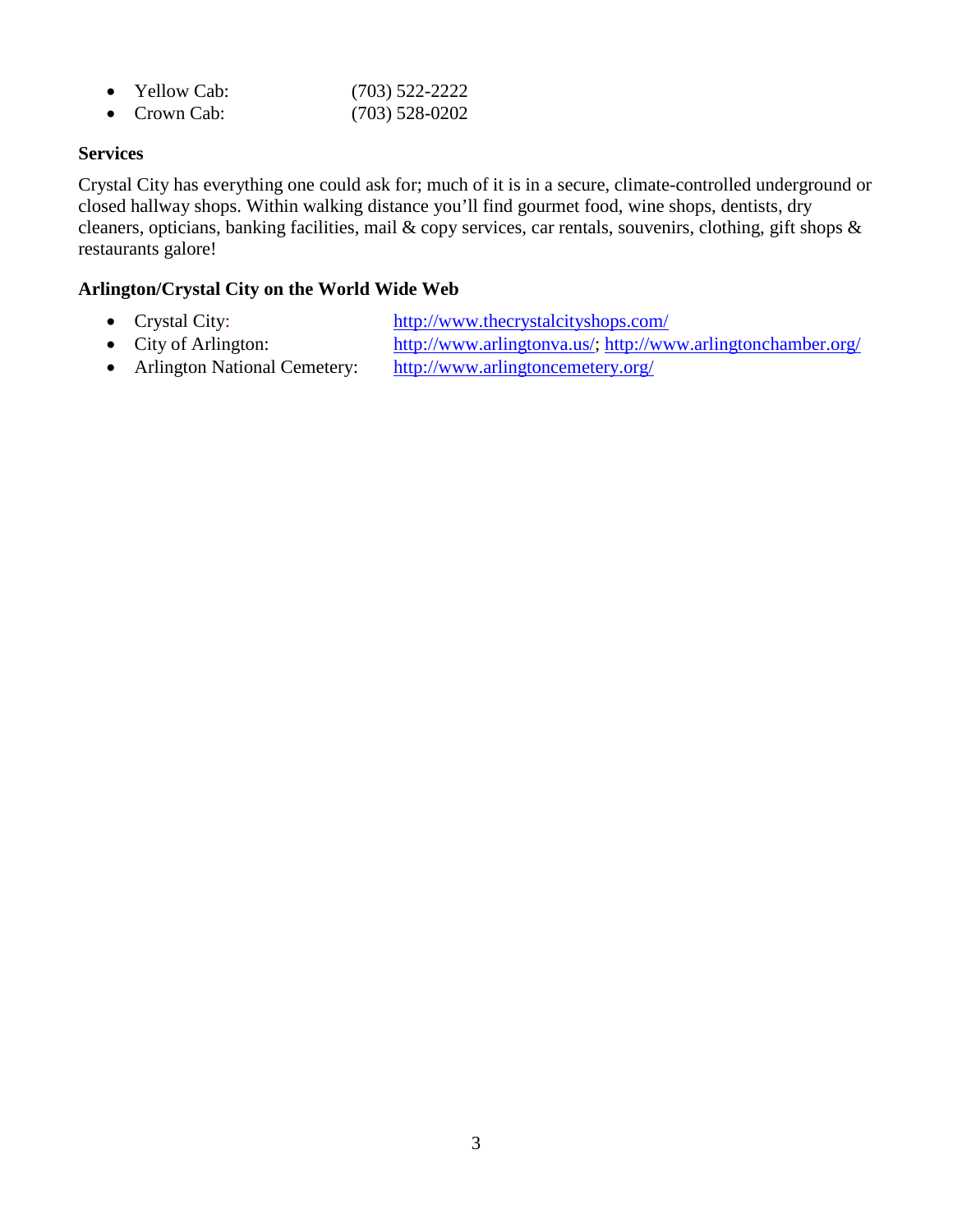- Yellow Cab: (703) 522-2222
- Crown Cab: (703) 528-0202

### Services

Crystal City has everything one could ask for; much of it is in a secure, climate-controlled underground or closed hallway shops. Within walking distance you'll find gourmet food, wine shops, dentists, dry cleaners, opticians, banking facilities, mail & copy services, car rentals, souvenirs, clothing, gift shops & restaurants galore!

### Arlington/Crystal City on the World Wide Web

- Crystal City: http://www.thecrystalcityshops.com/
- City of Arlington: http://www.arlingtonva.us/; http://www.arlingtonchamber.org/
- Arlington National Cemetery: http://www.arlingtoncemetery.org/